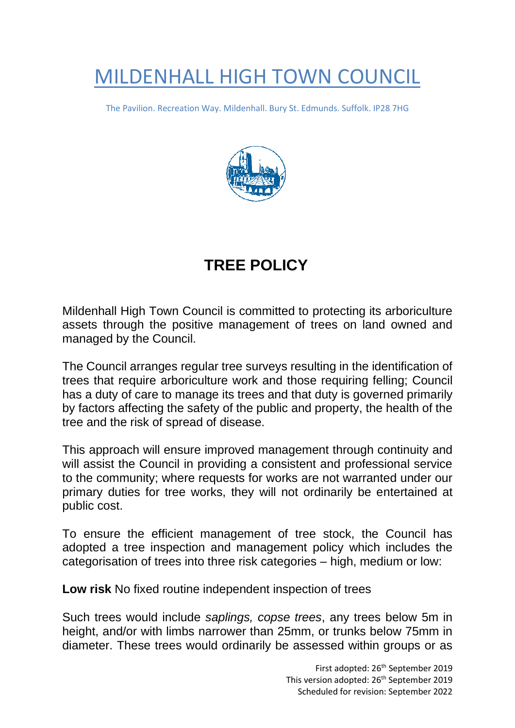# MILDENHALL HIGH TOWN COUNCIL

The Pavilion. Recreation Way. Mildenhall. Bury St. Edmunds. Suffolk. IP28 7HG

## TREE POLICY

Mildenhall High Town Council is committed to protecting its arboriculture assets through the positive management of trees on land owned and managed by the Council.

The Council arranges regular tree surveys resulting in the identification of trees that require arboriculture work and those requiring felling; Council has a duty of care to manage its trees and that duty is governed primarily by factors affecting the safety of the public and property, the health of the tree and the risk of spread of disease.

This approach will ensure improved management through continuity and will assist the Council in providing a consistent and professional service to the community; where requests for works are not warranted under our primary duties for tree works, they will not ordinarily be entertained at public cost.

To ensure the efficient management of tree stock, the Council has adopted a tree inspection and management policy which includes the categorisation of trees into three risk categories – high, medium or low:

**Low risk** No fixed routine independent inspection of trees

Such trees would include *saplings, copse trees*, any trees below 5m in height, and/or with limbs narrower than 25mm, or trunks below 75mm in diameter. These trees would ordinarily be assessed within groups or as

First adopted: 26th September 2019
This version adopted: 26th September 2019
Scheduled for revision: September 2022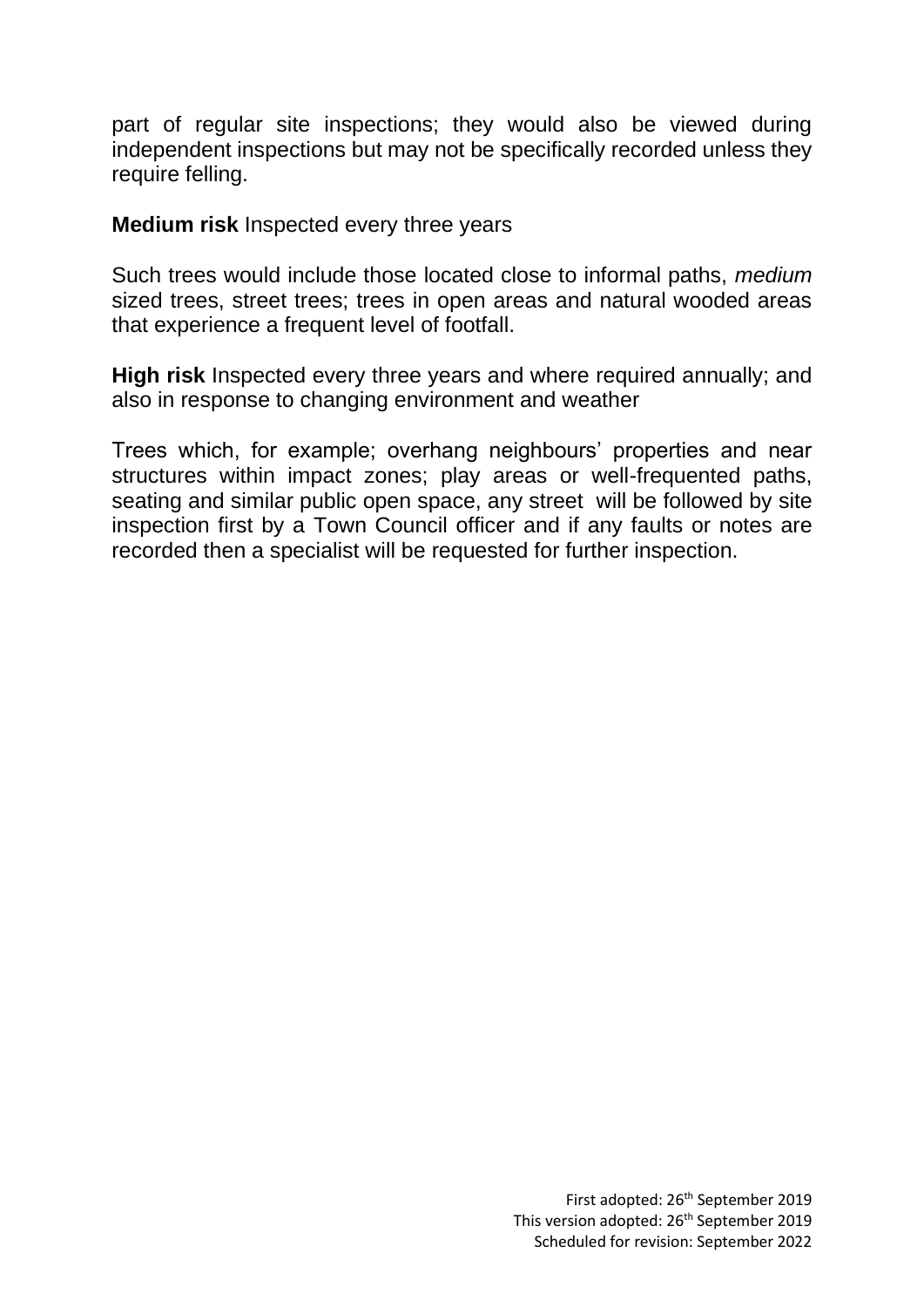part of regular site inspections; they would also be viewed during independent inspections but may not be specifically recorded unless they require felling.

**Medium risk** Inspected every three years

Such trees would include those located close to informal paths, *medium* sized trees, street trees; trees in open areas and natural wooded areas that experience a frequent level of footfall.

**High risk** Inspected every three years and where required annually; and also in response to changing environment and weather

Trees which, for example; overhang neighbours' properties and near structures within impact zones; play areas or well-frequented paths, seating and similar public open space, any street will be followed by site inspection first by a Town Council officer and if any faults or notes are recorded then a specialist will be requested for further inspection.

First adopted: 26th September 2019
This version adopted: 26th September 2019
Scheduled for revision: September 2022